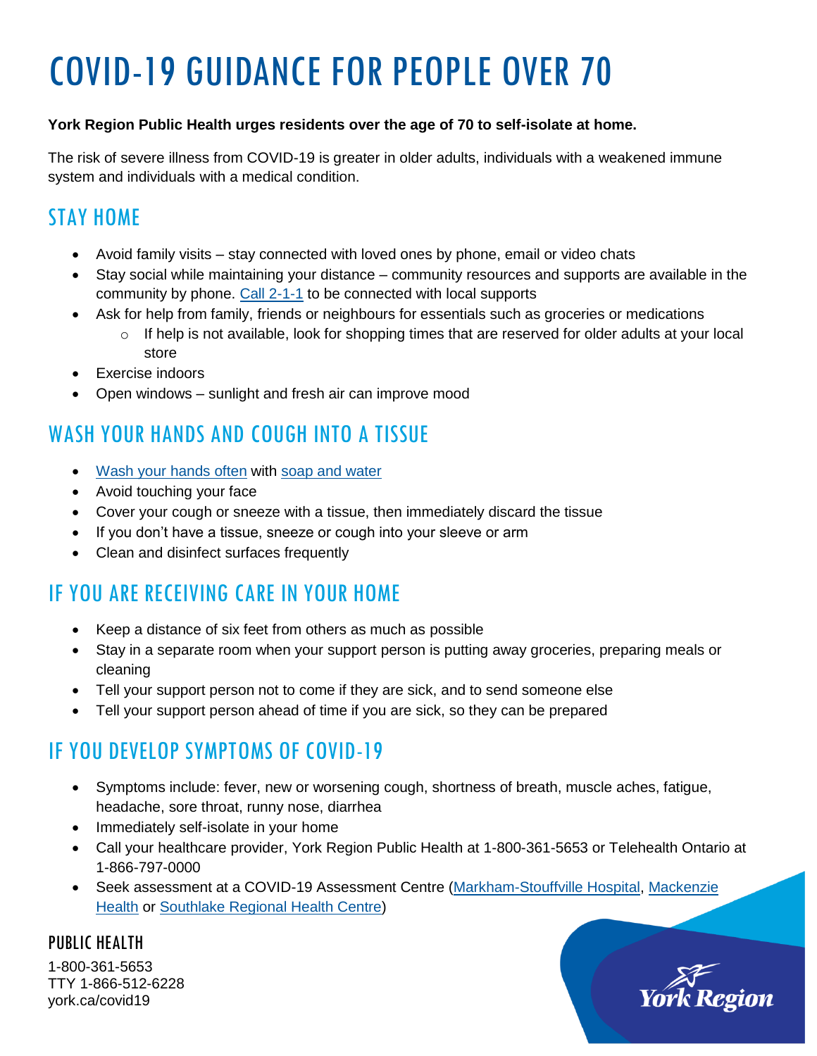# COVID-19 GUIDANCE FOR PEOPLE OVER 70

**York Region Public Health urges residents over the age of 70 to self-isolate at home.**

The risk of severe illness from COVID-19 is greater in older adults, individuals with a weakened immune system and individuals with a medical condition.

## STAY HOME

- Avoid family visits – stay connected with loved ones by phone, email or video chats
- Stay social while maintaining your distance – community resources and supports are available in the community by phone. Call 2-1-1 to be connected with local supports
- Ask for help from family, friends or neighbours for essentials such as groceries or medications
  - If help is not available, look for shopping times that are reserved for older adults at your local store
- Exercise indoors
- Open windows – sunlight and fresh air can improve mood

## WASH YOUR HANDS AND COUGH INTO A TISSUE

- Wash your hands often with soap and water
- Avoid touching your face
- Cover your cough or sneeze with a tissue, then immediately discard the tissue
- If you don't have a tissue, sneeze or cough into your sleeve or arm
- Clean and disinfect surfaces frequently

## IF YOU ARE RECEIVING CARE IN YOUR HOME

- Keep a distance of six feet from others as much as possible
- Stay in a separate room when your support person is putting away groceries, preparing meals or cleaning
- Tell your support person not to come if they are sick, and to send someone else
- Tell your support person ahead of time if you are sick, so they can be prepared

## IF YOU DEVELOP SYMPTOMS OF COVID-19

- Symptoms include: fever, new or worsening cough, shortness of breath, muscle aches, fatigue, headache, sore throat, runny nose, diarrhea
- Immediately self-isolate in your home
- Call your healthcare provider, York Region Public Health at 1-800-361-5653 or Telehealth Ontario at 1-866-797-0000
- Seek assessment at a COVID-19 Assessment Centre (Markham-Stouffville Hospital, Mackenzie Health or Southlake Regional Health Centre)

PUBLIC HEALTH

1-800-361-5653
TTY 1-866-512-6228
york.ca/covid19

York Region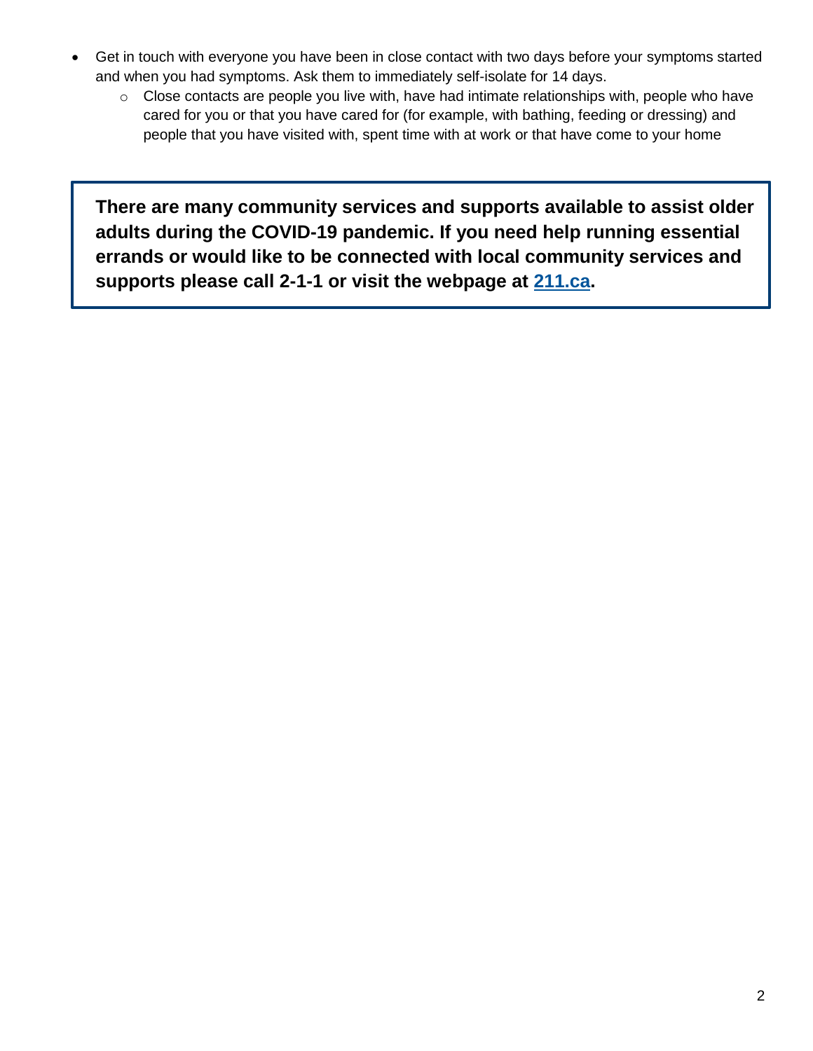- Get in touch with everyone you have been in close contact with two days before your symptoms started and when you had symptoms. Ask them to immediately self-isolate for 14 days.
  - Close contacts are people you live with, have had intimate relationships with, people who have cared for you or that you have cared for (for example, with bathing, feeding or dressing) and people that you have visited with, spent time with at work or that have come to your home

**There are many community services and supports available to assist older adults during the COVID-19 pandemic. If you need help running essential errands or would like to be connected with local community services and supports please call 2-1-1 or visit the webpage at [211.ca](211.ca).**